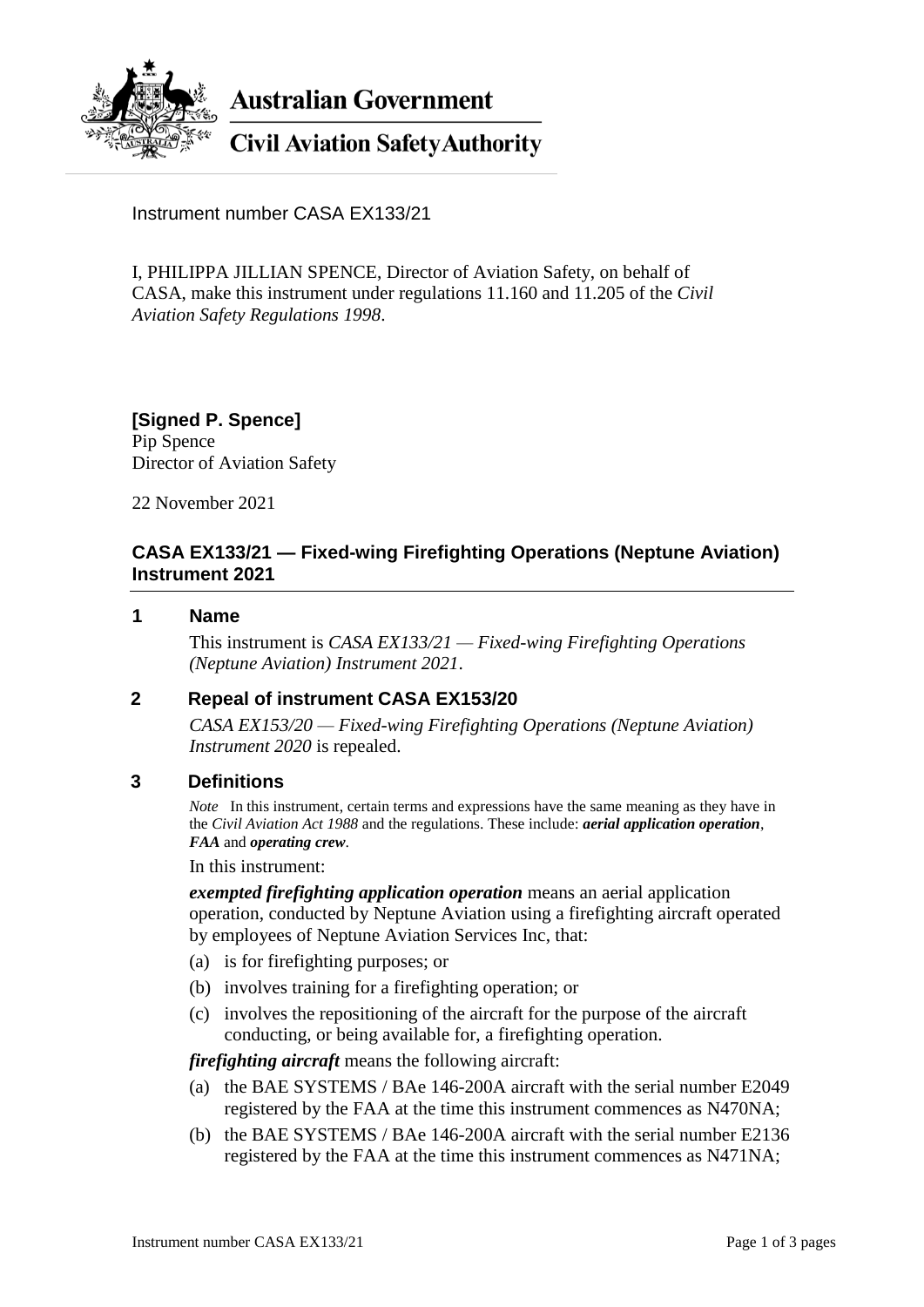**Australian Government**

**Civil Aviation Safety Authority**

Instrument number CASA EX133/21

I, PHILIPPA JILLIAN SPENCE, Director of Aviation Safety, on behalf of CASA, make this instrument under regulations 11.160 and 11.205 of the *Civil Aviation Safety Regulations 1998*.

**[Signed P. Spence]**
Pip Spence
Director of Aviation Safety

22 November 2021

## CASA EX133/21 — Fixed-wing Firefighting Operations (Neptune Aviation) Instrument 2021

### 1 Name

This instrument is *CASA EX133/21 — Fixed-wing Firefighting Operations (Neptune Aviation) Instrument 2021*.

### 2 Repeal of instrument CASA EX153/20

*CASA EX153/20 — Fixed-wing Firefighting Operations (Neptune Aviation) Instrument 2020* is repealed.

### 3 Definitions

*Note* In this instrument, certain terms and expressions have the same meaning as they have in the *Civil Aviation Act 1988* and the regulations. These include: ***aerial application operation***, ***FAA*** and ***operating crew***.

In this instrument:

***exempted firefighting application operation*** means an aerial application operation, conducted by Neptune Aviation using a firefighting aircraft operated by employees of Neptune Aviation Services Inc, that:

(a) is for firefighting purposes; or

(b) involves training for a firefighting operation; or

(c) involves the repositioning of the aircraft for the purpose of the aircraft conducting, or being available for, a firefighting operation.

***firefighting aircraft*** means the following aircraft:

(a) the BAE SYSTEMS / BAe 146-200A aircraft with the serial number E2049 registered by the FAA at the time this instrument commences as N470NA;

(b) the BAE SYSTEMS / BAe 146-200A aircraft with the serial number E2136 registered by the FAA at the time this instrument commences as N471NA;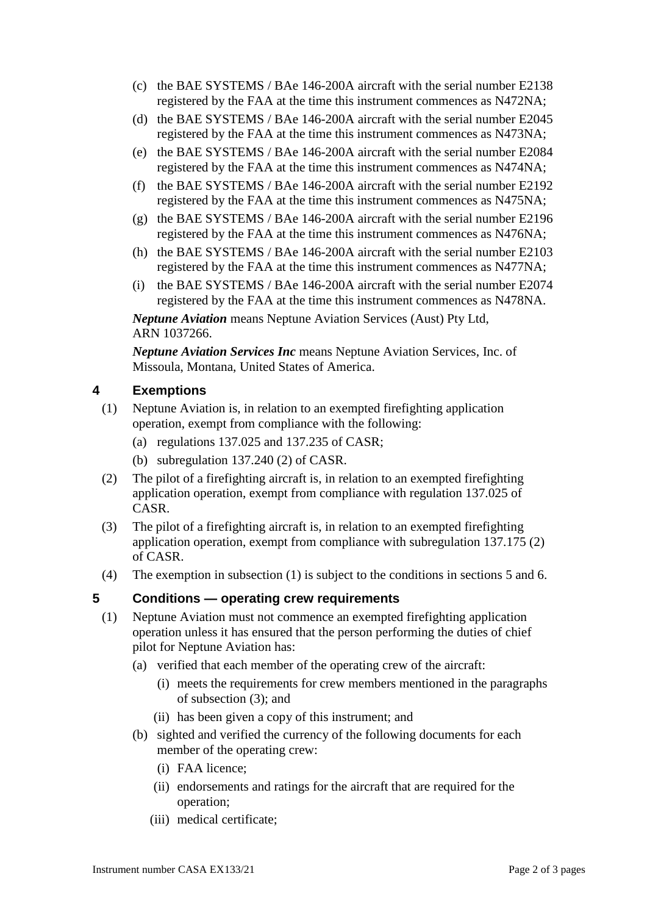(c) the BAE SYSTEMS / BAe 146-200A aircraft with the serial number E2138 registered by the FAA at the time this instrument commences as N472NA;

(d) the BAE SYSTEMS / BAe 146-200A aircraft with the serial number E2045 registered by the FAA at the time this instrument commences as N473NA;

(e) the BAE SYSTEMS / BAe 146-200A aircraft with the serial number E2084 registered by the FAA at the time this instrument commences as N474NA;

(f) the BAE SYSTEMS / BAe 146-200A aircraft with the serial number E2192 registered by the FAA at the time this instrument commences as N475NA;

(g) the BAE SYSTEMS / BAe 146-200A aircraft with the serial number E2196 registered by the FAA at the time this instrument commences as N476NA;

(h) the BAE SYSTEMS / BAe 146-200A aircraft with the serial number E2103 registered by the FAA at the time this instrument commences as N477NA;

(i) the BAE SYSTEMS / BAe 146-200A aircraft with the serial number E2074 registered by the FAA at the time this instrument commences as N478NA.

***Neptune Aviation*** means Neptune Aviation Services (Aust) Pty Ltd, ARN 1037266.

***Neptune Aviation Services Inc*** means Neptune Aviation Services, Inc. of Missoula, Montana, United States of America.

## 4 Exemptions

(1) Neptune Aviation is, in relation to an exempted firefighting application operation, exempt from compliance with the following:

(a) regulations 137.025 and 137.235 of CASR;

(b) subregulation 137.240 (2) of CASR.

(2) The pilot of a firefighting aircraft is, in relation to an exempted firefighting application operation, exempt from compliance with regulation 137.025 of CASR.

(3) The pilot of a firefighting aircraft is, in relation to an exempted firefighting application operation, exempt from compliance with subregulation 137.175 (2) of CASR.

(4) The exemption in subsection (1) is subject to the conditions in sections 5 and 6.

## 5 Conditions — operating crew requirements

(1) Neptune Aviation must not commence an exempted firefighting application operation unless it has ensured that the person performing the duties of chief pilot for Neptune Aviation has:

(a) verified that each member of the operating crew of the aircraft:

(i) meets the requirements for crew members mentioned in the paragraphs of subsection (3); and

(ii) has been given a copy of this instrument; and

(b) sighted and verified the currency of the following documents for each member of the operating crew:

(i) FAA licence;

(ii) endorsements and ratings for the aircraft that are required for the operation;

(iii) medical certificate;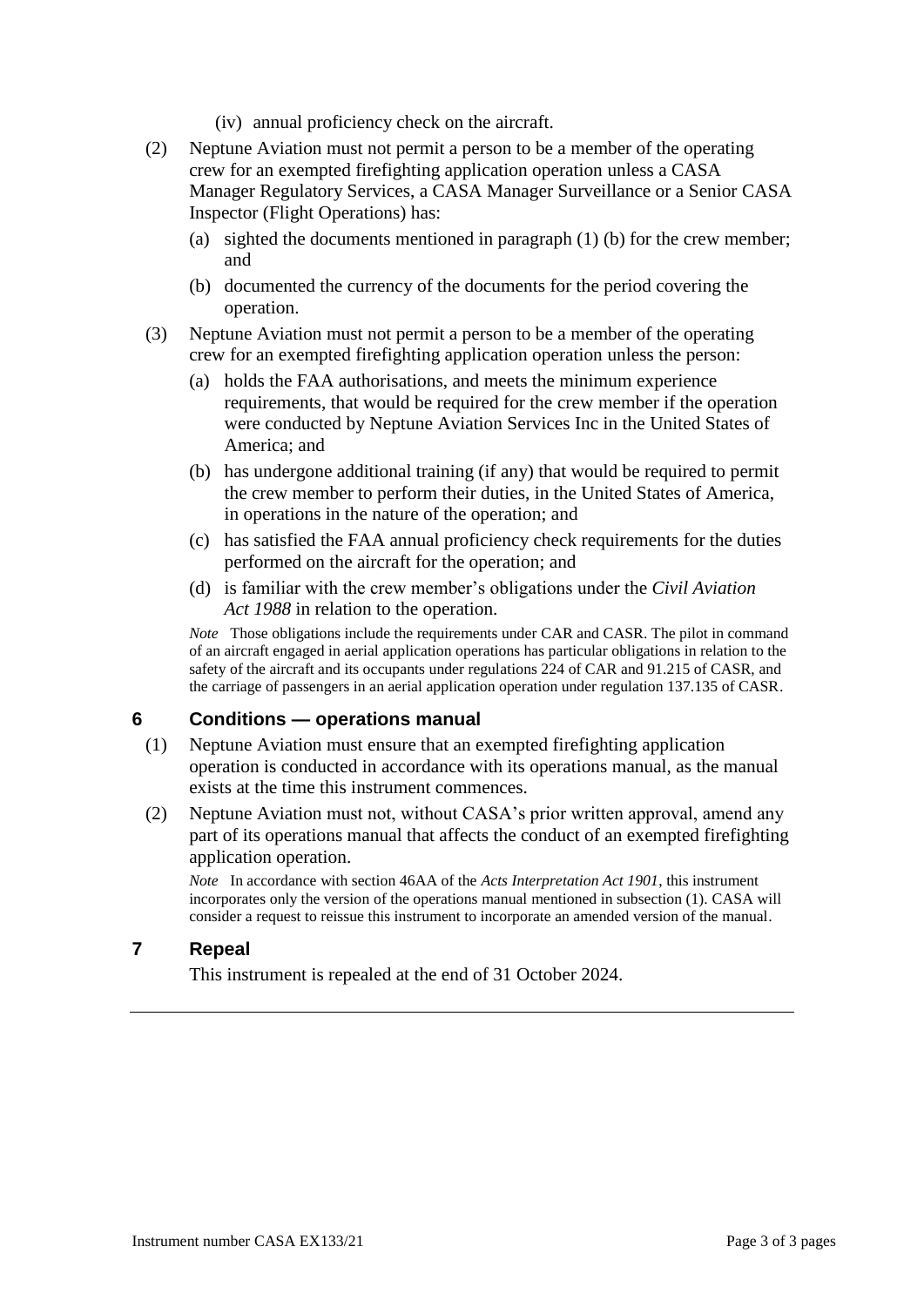(iv) annual proficiency check on the aircraft.

(2) Neptune Aviation must not permit a person to be a member of the operating crew for an exempted firefighting application operation unless a CASA Manager Regulatory Services, a CASA Manager Surveillance or a Senior CASA Inspector (Flight Operations) has:

(a) sighted the documents mentioned in paragraph (1) (b) for the crew member; and

(b) documented the currency of the documents for the period covering the operation.

(3) Neptune Aviation must not permit a person to be a member of the operating crew for an exempted firefighting application operation unless the person:

(a) holds the FAA authorisations, and meets the minimum experience requirements, that would be required for the crew member if the operation were conducted by Neptune Aviation Services Inc in the United States of America; and

(b) has undergone additional training (if any) that would be required to permit the crew member to perform their duties, in the United States of America, in operations in the nature of the operation; and

(c) has satisfied the FAA annual proficiency check requirements for the duties performed on the aircraft for the operation; and

(d) is familiar with the crew member's obligations under the *Civil Aviation Act 1988* in relation to the operation.

*Note* Those obligations include the requirements under CAR and CASR. The pilot in command of an aircraft engaged in aerial application operations has particular obligations in relation to the safety of the aircraft and its occupants under regulations 224 of CAR and 91.215 of CASR, and the carriage of passengers in an aerial application operation under regulation 137.135 of CASR.

## 6 Conditions — operations manual

(1) Neptune Aviation must ensure that an exempted firefighting application operation is conducted in accordance with its operations manual, as the manual exists at the time this instrument commences.

(2) Neptune Aviation must not, without CASA's prior written approval, amend any part of its operations manual that affects the conduct of an exempted firefighting application operation.

*Note* In accordance with section 46AA of the *Acts Interpretation Act 1901*, this instrument incorporates only the version of the operations manual mentioned in subsection (1). CASA will consider a request to reissue this instrument to incorporate an amended version of the manual.

## 7 Repeal

This instrument is repealed at the end of 31 October 2024.